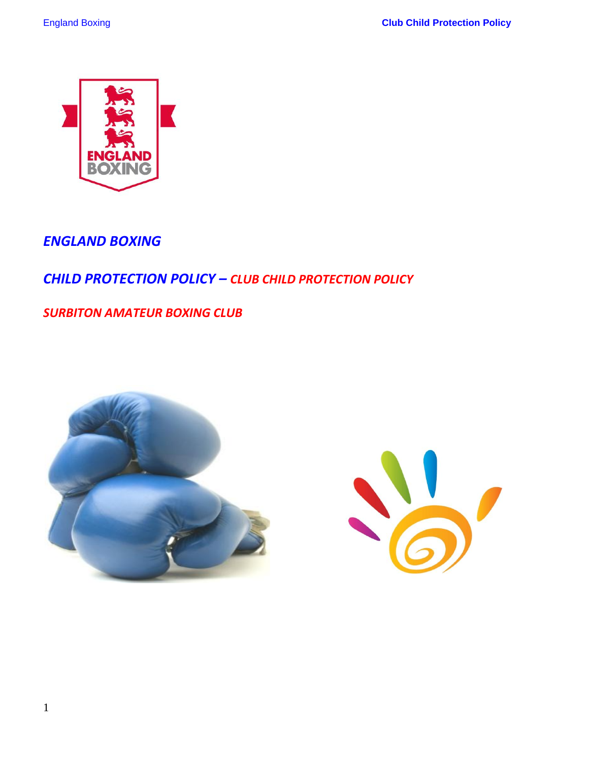# *ENGLAND BOXING*

## *CHILD PROTECTION POLICY – CLUB CHILD PROTECTION POLICY*

### *SURBITON AMATEUR BOXING CLUB*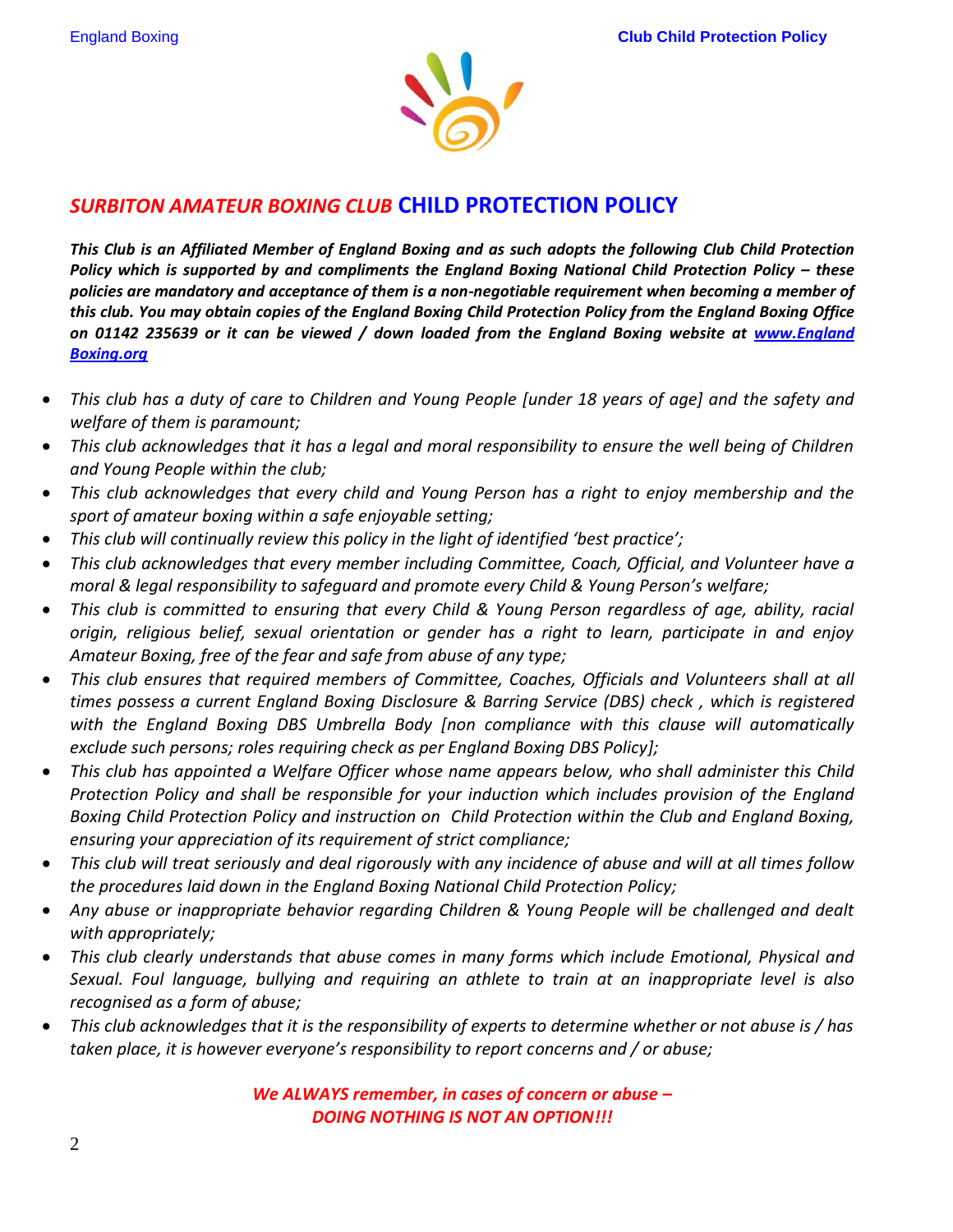## *SURBITON AMATEUR BOXING CLUB* CHILD PROTECTION POLICY

***This Club is an Affiliated Member of England Boxing and as such adopts the following Club Child Protection Policy which is supported by and compliments the England Boxing National Child Protection Policy – these policies are mandatory and acceptance of them is a non-negotiable requirement when becoming a member of this club. You may obtain copies of the England Boxing Child Protection Policy from the England Boxing Office on 01142 235639 or it can be viewed / down loaded from the England Boxing website at [www.England Boxing.org](www.EnglandBoxing.org)***

- *This club has a duty of care to Children and Young People [under 18 years of age] and the safety and welfare of them is paramount;*
- *This club acknowledges that it has a legal and moral responsibility to ensure the well being of Children and Young People within the club;*
- *This club acknowledges that every child and Young Person has a right to enjoy membership and the sport of amateur boxing within a safe enjoyable setting;*
- *This club will continually review this policy in the light of identified 'best practice';*
- *This club acknowledges that every member including Committee, Coach, Official, and Volunteer have a moral & legal responsibility to safeguard and promote every Child & Young Person's welfare;*
- *This club is committed to ensuring that every Child & Young Person regardless of age, ability, racial origin, religious belief, sexual orientation or gender has a right to learn, participate in and enjoy Amateur Boxing, free of the fear and safe from abuse of any type;*
- *This club ensures that required members of Committee, Coaches, Officials and Volunteers shall at all times possess a current England Boxing Disclosure & Barring Service (DBS) check , which is registered with the England Boxing DBS Umbrella Body [non compliance with this clause will automatically exclude such persons; roles requiring check as per England Boxing DBS Policy];*
- *This club has appointed a Welfare Officer whose name appears below, who shall administer this Child Protection Policy and shall be responsible for your induction which includes provision of the England Boxing Child Protection Policy and instruction on Child Protection within the Club and England Boxing, ensuring your appreciation of its requirement of strict compliance;*
- *This club will treat seriously and deal rigorously with any incidence of abuse and will at all times follow the procedures laid down in the England Boxing National Child Protection Policy;*
- *Any abuse or inappropriate behavior regarding Children & Young People will be challenged and dealt with appropriately;*
- *This club clearly understands that abuse comes in many forms which include Emotional, Physical and Sexual. Foul language, bullying and requiring an athlete to train at an inappropriate level is also recognised as a form of abuse;*
- *This club acknowledges that it is the responsibility of experts to determine whether or not abuse is / has taken place, it is however everyone's responsibility to report concerns and / or abuse;*

***We ALWAYS remember, in cases of concern or abuse –***
***DOING NOTHING IS NOT AN OPTION!!!***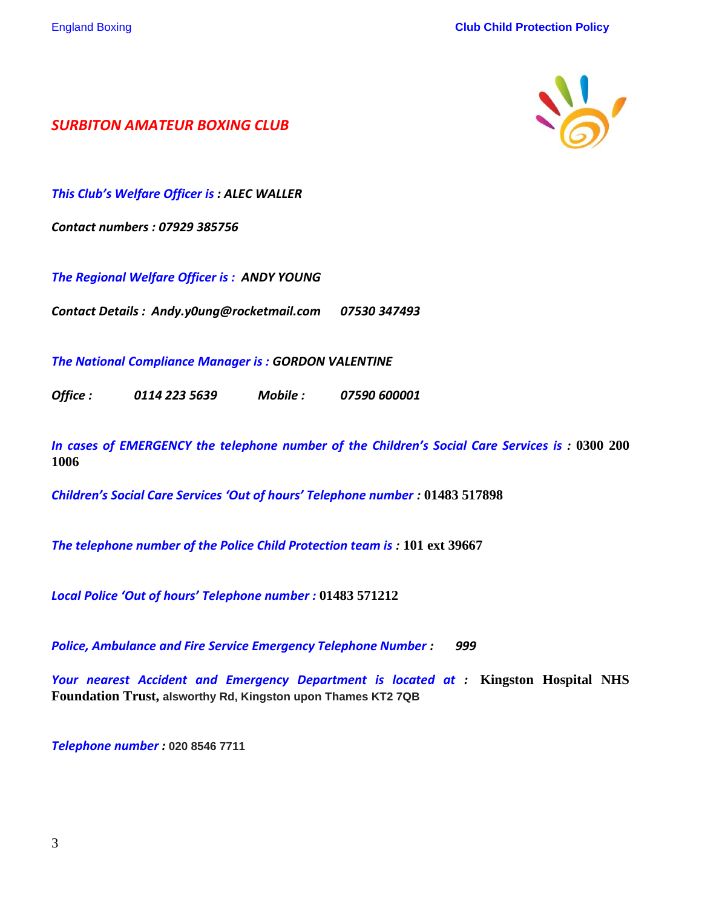## *SURBITON AMATEUR BOXING CLUB*

***This Club's Welfare Officer is : ALEC WALLER***

***Contact numbers : 07929 385756***

***The Regional Welfare Officer is : ANDY YOUNG***

***Contact Details : Andy.y0ung@rocketmail.com 07530 347493***

***The National Compliance Manager is : GORDON VALENTINE***

***Office : 0114 223 5639 Mobile : 07590 600001***

***In cases of EMERGENCY the telephone number of the Children's Social Care Services is :*** **0300 200 1006**

***Children's Social Care Services 'Out of hours' Telephone number :*** **01483 517898**

***The telephone number of the Police Child Protection team is :*** **101 ext 39667**

***Local Police 'Out of hours' Telephone number :*** **01483 571212**

***Police, Ambulance and Fire Service Emergency Telephone Number : 999***

***Your nearest Accident and Emergency Department is located at :*** **Kingston Hospital NHS Foundation Trust, alsworthy Rd, Kingston upon Thames KT2 7QB**

***Telephone number :*** **020 8546 7711**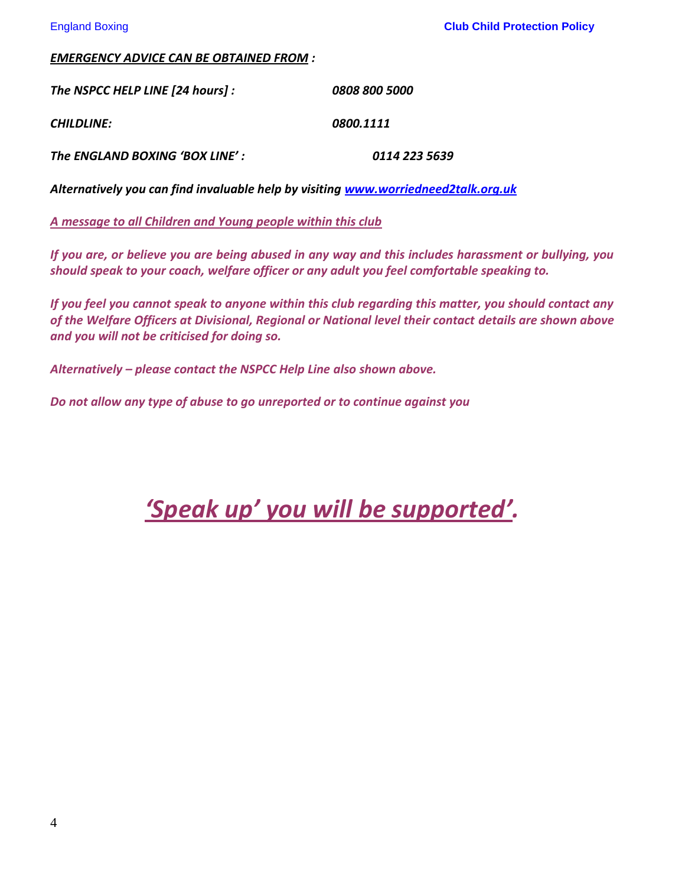***<u>EMERGENCY ADVICE CAN BE OBTAINED FROM</u> :***

| | |
|---|---|
| ***The NSPCC HELP LINE [24 hours] :*** | ***0808 800 5000*** |
| ***CHILDLINE:*** | ***0800.1111*** |
| ***The ENGLAND BOXING 'BOX LINE' :*** | ***0114 223 5639*** |

***Alternatively you can find invaluable help by visiting [www.worriedneed2talk.org.uk](http://www.worriedneed2talk.org.uk)***

***<u>A message to all Children and Young people within this club</u>***

***If you are, or believe you are being abused in any way and this includes harassment or bullying, you should speak to your coach, welfare officer or any adult you feel comfortable speaking to.***

***If you feel you cannot speak to anyone within this club regarding this matter, you should contact any of the Welfare Officers at Divisional, Regional or National level their contact details are shown above and you will not be criticised for doing so.***

***Alternatively – please contact the NSPCC Help Line also shown above.***

***Do not allow any type of abuse to go unreported or to continue against you***

# ***<u>'Speak up' you will be supported'</u>.***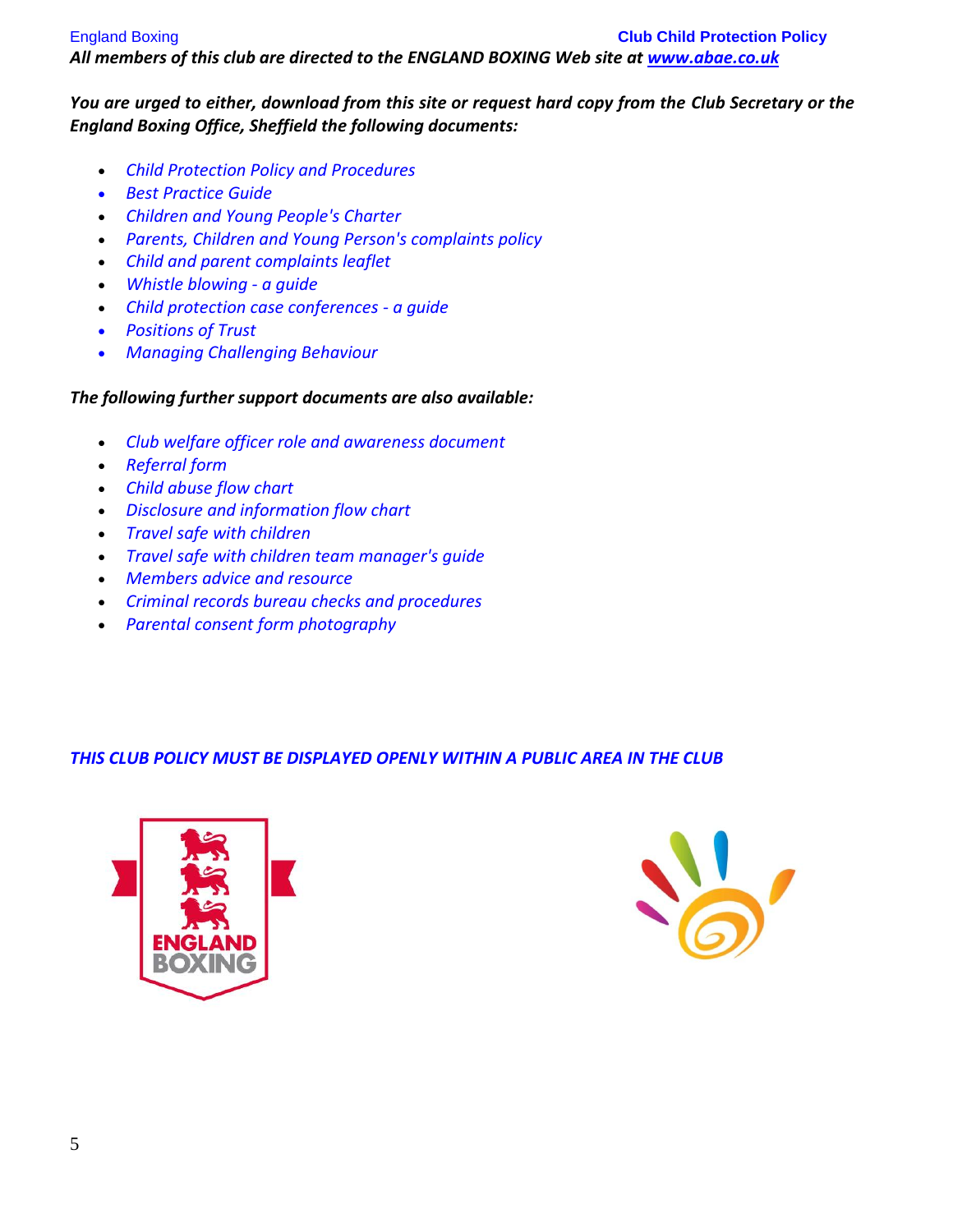***All members of this club are directed to the ENGLAND BOXING Web site at [www.abae.co.uk](http://www.abae.co.uk)***

***You are urged to either, download from this site or request hard copy from the Club Secretary or the England Boxing Office, Sheffield the following documents:***

- *Child Protection Policy and Procedures*
- *Best Practice Guide*
- *Children and Young People's Charter*
- *Parents, Children and Young Person's complaints policy*
- *Child and parent complaints leaflet*
- *Whistle blowing - a guide*
- *Child protection case conferences - a guide*
- *Positions of Trust*
- *Managing Challenging Behaviour*

***The following further support documents are also available:***

- *Club welfare officer role and awareness document*
- *Referral form*
- *Child abuse flow chart*
- *Disclosure and information flow chart*
- *Travel safe with children*
- *Travel safe with children team manager's guide*
- *Members advice and resource*
- *Criminal records bureau checks and procedures*
- *Parental consent form photography*

***THIS CLUB POLICY MUST BE DISPLAYED OPENLY WITHIN A PUBLIC AREA IN THE CLUB***

ENGLAND BOXING